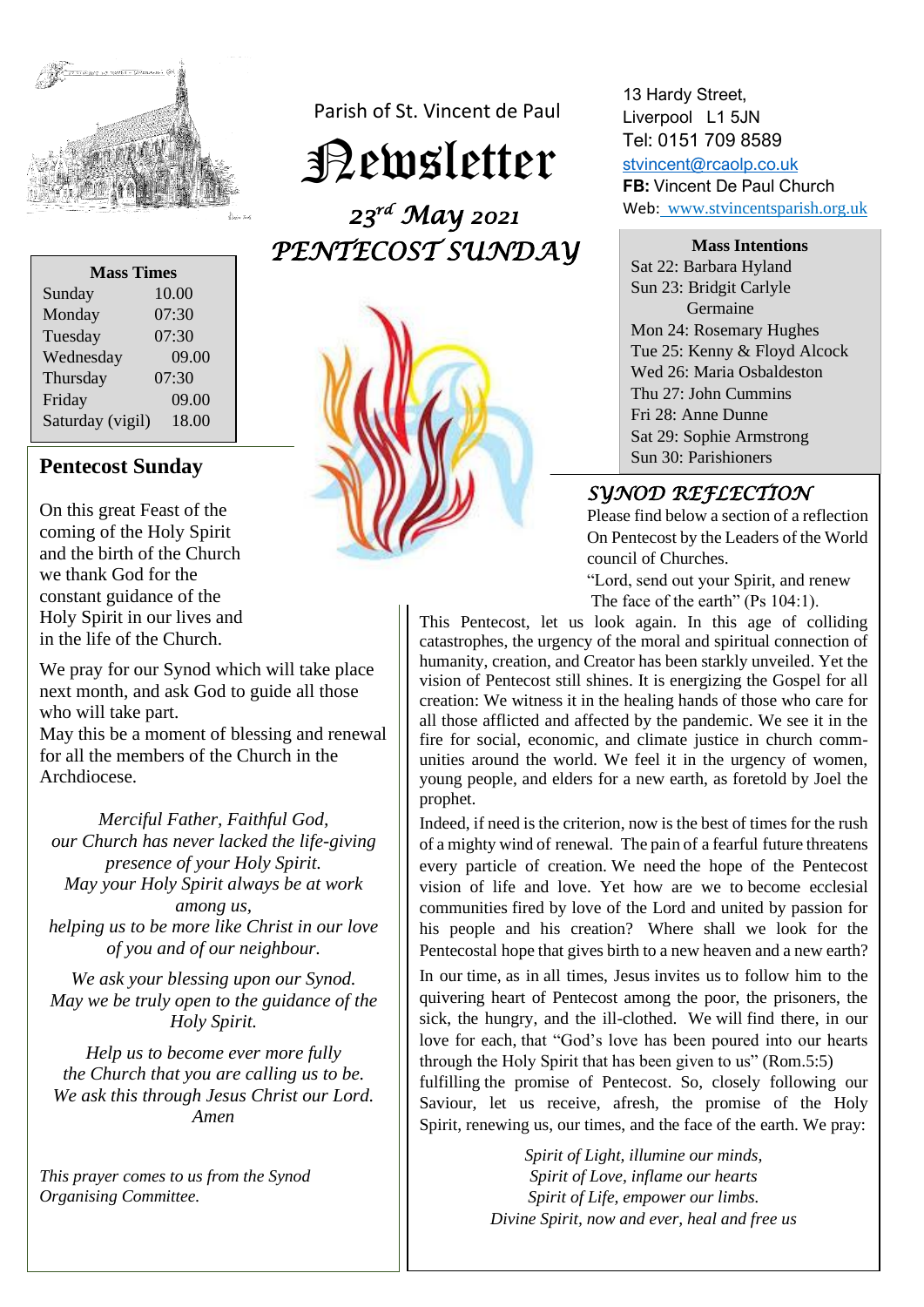Parish of St. Vincent de Paul

# Newsletter

## 23rd May 2021
## PENTECOST SUNDAY

13 Hardy Street,
Liverpool L1 5JN
Tel: 0151 709 8589
stvincent@rcaolp.co.uk
**FB:** Vincent De Paul Church
Web: www.stvincentsparish.org.uk

| Mass Times | |
|---|---|
| Sunday | 10.00 |
| Monday | 07:30 |
| Tuesday | 07:30 |
| Wednesday | 09.00 |
| Thursday | 07:30 |
| Friday | 09.00 |
| Saturday (vigil) | 18.00 |

**Mass Intentions**

Sat 22: Barbara Hyland
Sun 23: Bridgit Carlyle Germaine
Mon 24: Rosemary Hughes
Tue 25: Kenny & Floyd Alcock
Wed 26: Maria Osbaldeston
Thu 27: John Cummins
Fri 28: Anne Dunne
Sat 29: Sophie Armstrong
Sun 30: Parishioners

## Pentecost Sunday

On this great Feast of the coming of the Holy Spirit and the birth of the Church we thank God for the constant guidance of the Holy Spirit in our lives and in the life of the Church.

We pray for our Synod which will take place next month, and ask God to guide all those who will take part.
May this be a moment of blessing and renewal for all the members of the Church in the Archdiocese.

*Merciful Father, Faithful God,*
*our Church has never lacked the life-giving presence of your Holy Spirit.*
*May your Holy Spirit always be at work among us,*
*helping us to be more like Christ in our love of you and of our neighbour.*

*We ask your blessing upon our Synod.*
*May we be truly open to the guidance of the Holy Spirit.*

*Help us to become ever more fully*
*the Church that you are calling us to be.*
*We ask this through Jesus Christ our Lord.*
*Amen*

*This prayer comes to us from the Synod Organising Committee.*

## SYNOD REFLECTION

Please find below a section of a reflection On Pentecost by the Leaders of the World council of Churches.

"Lord, send out your Spirit, and renew The face of the earth" (Ps 104:1).

This Pentecost, let us look again. In this age of colliding catastrophes, the urgency of the moral and spiritual connection of humanity, creation, and Creator has been starkly unveiled. Yet the vision of Pentecost still shines. It is energizing the Gospel for all creation: We witness it in the healing hands of those who care for all those afflicted and affected by the pandemic. We see it in the fire for social, economic, and climate justice in church communities around the world. We feel it in the urgency of women, young people, and elders for a new earth, as foretold by Joel the prophet.

Indeed, if need is the criterion, now is the best of times for the rush of a mighty wind of renewal. The pain of a fearful future threatens every particle of creation. We need the hope of the Pentecost vision of life and love. Yet how are we to become ecclesial communities fired by love of the Lord and united by passion for his people and his creation? Where shall we look for the Pentecostal hope that gives birth to a new heaven and a new earth?

In our time, as in all times, Jesus invites us to follow him to the quivering heart of Pentecost among the poor, the prisoners, the sick, the hungry, and the ill-clothed. We will find there, in our love for each, that "God's love has been poured into our hearts through the Holy Spirit that has been given to us" (Rom.5:5) fulfilling the promise of Pentecost. So, closely following our Saviour, let us receive, afresh, the promise of the Holy Spirit, renewing us, our times, and the face of the earth. We pray:

*Spirit of Light, illumine our minds,*
*Spirit of Love, inflame our hearts*
*Spirit of Life, empower our limbs.*
*Divine Spirit, now and ever, heal and free us*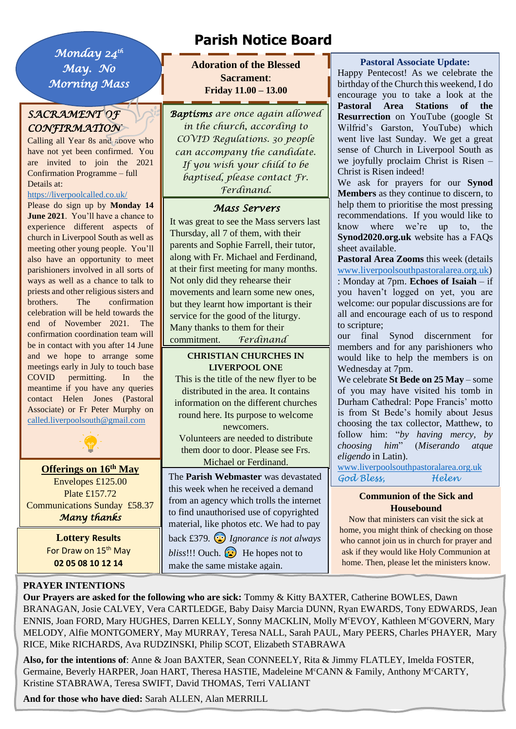# Parish Notice Board

*Monday 24th May. No Morning Mass*

## *SACRAMENT OF CONFIRMATION*

Calling all Year 8s and above who have not yet been confirmed. You are invited to join the 2021 Confirmation Programme – full Details at:
https://liverpoolcalled.co.uk/

Please do sign up by **Monday 14 June 2021**. You'll have a chance to experience different aspects of church in Liverpool South as well as meeting other young people. You'll also have an opportunity to meet parishioners involved in all sorts of ways as well as a chance to talk to priests and other religious sisters and brothers. The confirmation celebration will be held towards the end of November 2021. The confirmation coordination team will be in contact with you after 14 June and we hope to arrange some meetings early in July to touch base COVID permitting. In the meantime if you have any queries contact Helen Jones (Pastoral Associate) or Fr Peter Murphy on called.liverpoolsouth@gmail.com

## Offerings on 16th May

Envelopes £125.00
Plate £157.72
Communications Sunday £58.37
*Many thanks*

## Lottery Results

For Draw on 15th May
**02 05 08 10 12 14**

## Adoration of the Blessed Sacrament:

**Friday 11.00 – 13.00**

*__Baptisms__ are once again allowed in the church, according to COVID Regulations. 30 people can accompany the candidate. If you wish your child to be baptised, please contact Fr. Ferdinand.*

## *Mass Servers*

It was great to see the Mass servers last Thursday, all 7 of them, with their parents and Sophie Farrell, their tutor, along with Fr. Michael and Ferdinand, at their first meeting for many months. Not only did they rehearse their movements and learn some new ones, but they learnt how important is their service for the good of the liturgy. Many thanks to them for their commitment. *Ferdinand*

## CHRISTIAN CHURCHES IN LIVERPOOL ONE

This is the title of the new flyer to be distributed in the area. It contains information on the different churches round here. Its purpose to welcome newcomers.
Volunteers are needed to distribute them door to door. Please see Frs. Michael or Ferdinand.

The **Parish Webmaster** was devastated this week when he received a demand from an agency which trolls the internet to find unauthorised use of copyrighted material, like photos etc. We had to pay back £379. 😨 *Ignorance is not always bliss*!!! Ouch. 😰 He hopes not to make the same mistake again.

## Pastoral Associate Update:

Happy Pentecost! As we celebrate the birthday of the Church this weekend, I do encourage you to take a look at the **Pastoral Area Stations of the Resurrection** on YouTube (google St Wilfrid's Garston, YouTube) which went live last Sunday. We get a great sense of Church in Liverpool South as we joyfully proclaim Christ is Risen – Christ is Risen indeed!

We ask for prayers for our **Synod Members** as they continue to discern, to help them to prioritise the most pressing recommendations. If you would like to know where we're up to, the **Synod2020.org.uk** website has a FAQs sheet available.

**Pastoral Area Zooms** this week (details www.liverpoolsouthpastoralarea.org.uk) : Monday at 7pm. **Echoes of Isaiah** – if you haven't logged on yet, you are welcome: our popular discussions are for all and encourage each of us to respond to scripture;

our final Synod discernment for members and for any parishioners who would like to help the members is on Wednesday at 7pm.

We celebrate **St Bede on 25 May** – some of you may have visited his tomb in Durham Cathedral: Pope Francis' motto is from St Bede's homily about Jesus choosing the tax collector, Matthew, to follow him: "*by having mercy, by choosing him*" (*Miserando atque eligendo* in Latin).

www.liverpoolsouthpastoralarea.org.uk

*God Bless, Helen*

## Communion of the Sick and Housebound

Now that ministers can visit the sick at home, you might think of checking on those who cannot join us in church for prayer and ask if they would like Holy Communion at home. Then, please let the ministers know.

## PRAYER INTENTIONS

**Our Prayers are asked for the following who are sick:** Tommy & Kitty BAXTER, Catherine BOWLES, Dawn BRANAGAN, Josie CALVEY, Vera CARTLEDGE, Baby Daisy Marcia DUNN, Ryan EWARDS, Tony EDWARDS, Jean ENNIS, Joan FORD, Mary HUGHES, Darren KELLY, Sonny MACKLIN, Molly McEVOY, Kathleen McGOVERN, Mary MELODY, Alfie MONTGOMERY, May MURRAY, Teresa NALL, Sarah PAUL, Mary PEERS, Charles PHAYER, Mary RICE, Mike RICHARDS, Ava RUDZINSKI, Philip SCOT, Elizabeth STABRAWA

**Also, for the intentions of**: Anne & Joan BAXTER, Sean CONNEELY, Rita & Jimmy FLATLEY, Imelda FOSTER, Germaine, Beverly HARPER, Joan HART, Theresa HASTIE, Madeleine McCANN & Family, Anthony McCARTY, Kristine STABRAWA, Teresa SWIFT, David THOMAS, Terri VALIANT

**And for those who have died:** Sarah ALLEN, Alan MERRILL